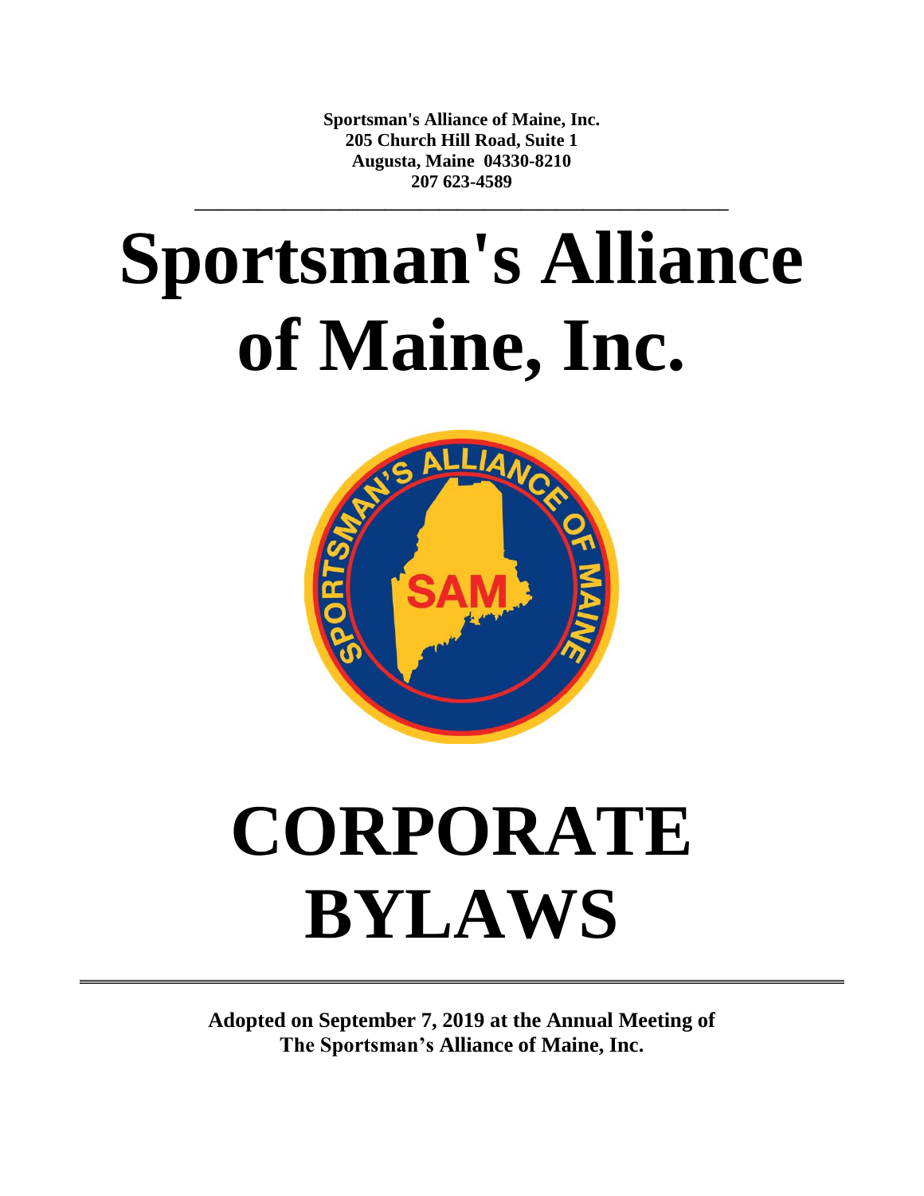**Sportsman's Alliance of Maine, Inc.**
**205 Church Hill Road, Suite 1**
**Augusta, Maine 04330-8210**
**207 623-4589**

---

# Sportsman's Alliance of Maine, Inc.

# CORPORATE BYLAWS

---

**Adopted on September 7, 2019 at the Annual Meeting of The Sportsman's Alliance of Maine, Inc.**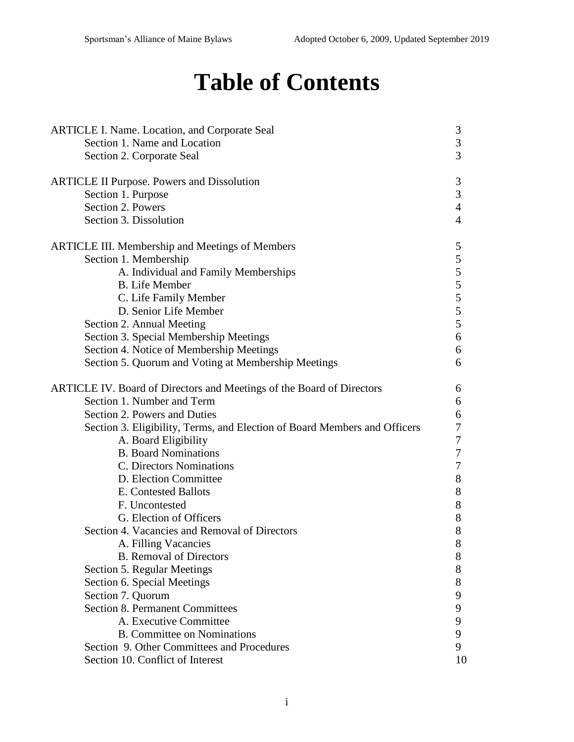# Table of Contents

| | |
|---|---|
| ARTICLE I. Name. Location, and Corporate Seal | 3 |
| Section 1. Name and Location | 3 |
| Section 2. Corporate Seal | 3 |
| | |
| ARTICLE II Purpose. Powers and Dissolution | 3 |
| Section 1. Purpose | 3 |
| Section 2. Powers | 4 |
| Section 3. Dissolution | 4 |
| | |
| ARTICLE III. Membership and Meetings of Members | 5 |
| Section 1. Membership | 5 |
| A. Individual and Family Memberships | 5 |
| B. Life Member | 5 |
| C. Life Family Member | 5 |
| D. Senior Life Member | 5 |
| Section 2. Annual Meeting | 5 |
| Section 3. Special Membership Meetings | 6 |
| Section 4. Notice of Membership Meetings | 6 |
| Section 5. Quorum and Voting at Membership Meetings | 6 |
| | |
| ARTICLE IV. Board of Directors and Meetings of the Board of Directors | 6 |
| Section 1. Number and Term | 6 |
| Section 2. Powers and Duties | 6 |
| Section 3. Eligibility, Terms, and Election of Board Members and Officers | 7 |
| A. Board Eligibility | 7 |
| B. Board Nominations | 7 |
| C. Directors Nominations | 7 |
| D. Election Committee | 8 |
| E. Contested Ballots | 8 |
| F. Uncontested | 8 |
| G. Election of Officers | 8 |
| Section 4. Vacancies and Removal of Directors | 8 |
| A. Filling Vacancies | 8 |
| B. Removal of Directors | 8 |
| Section 5. Regular Meetings | 8 |
| Section 6. Special Meetings | 8 |
| Section 7. Quorum | 9 |
| Section 8. Permanent Committees | 9 |
| A. Executive Committee | 9 |
| B. Committee on Nominations | 9 |
| Section 9. Other Committees and Procedures | 9 |
| Section 10. Conflict of Interest | 10 |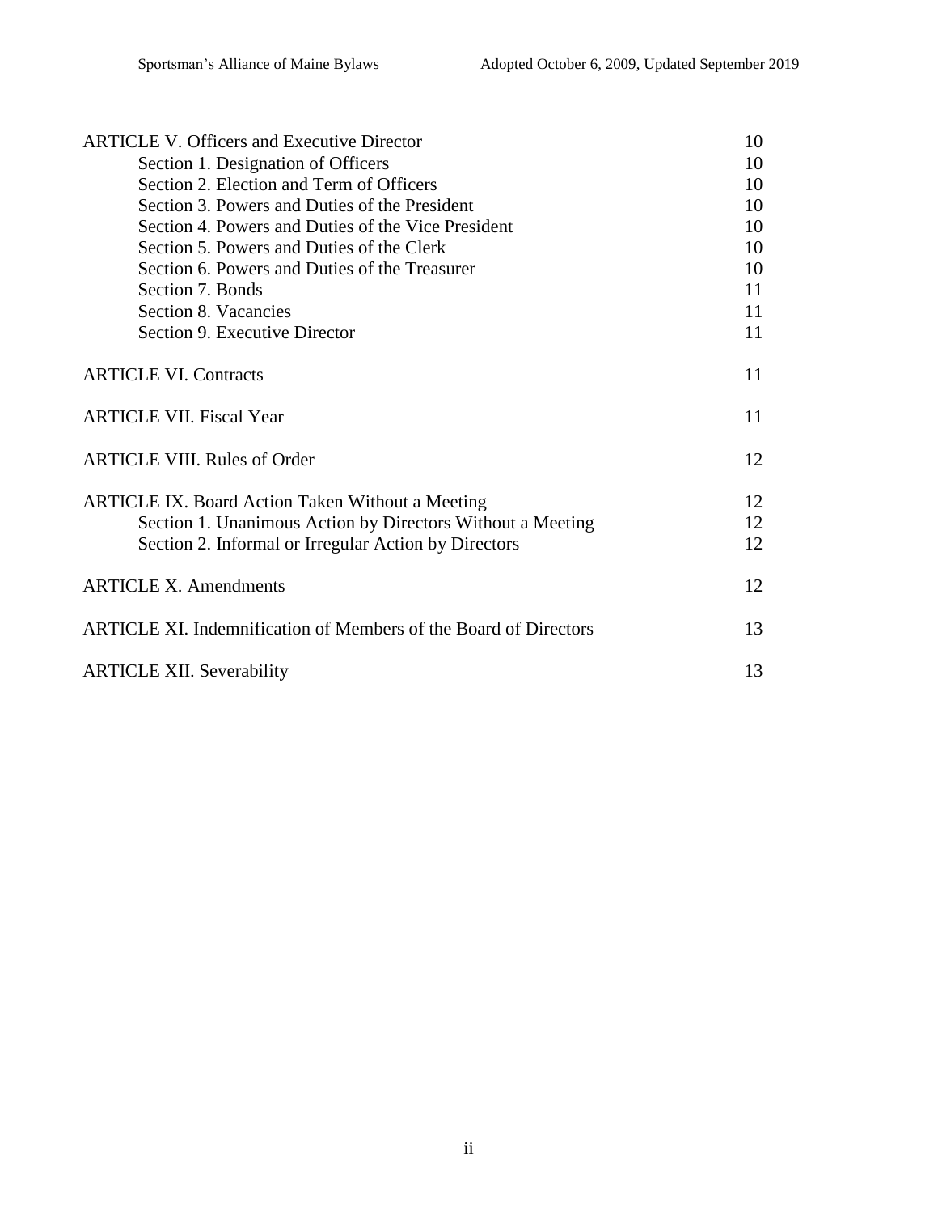| | |
|---|---|
| ARTICLE V. Officers and Executive Director | 10 |
| Section 1. Designation of Officers | 10 |
| Section 2. Election and Term of Officers | 10 |
| Section 3. Powers and Duties of the President | 10 |
| Section 4. Powers and Duties of the Vice President | 10 |
| Section 5. Powers and Duties of the Clerk | 10 |
| Section 6. Powers and Duties of the Treasurer | 10 |
| Section 7. Bonds | 11 |
| Section 8. Vacancies | 11 |
| Section 9. Executive Director | 11 |
| ARTICLE VI. Contracts | 11 |
| ARTICLE VII. Fiscal Year | 11 |
| ARTICLE VIII. Rules of Order | 12 |
| ARTICLE IX. Board Action Taken Without a Meeting | 12 |
| Section 1. Unanimous Action by Directors Without a Meeting | 12 |
| Section 2. Informal or Irregular Action by Directors | 12 |
| ARTICLE X. Amendments | 12 |
| ARTICLE XI. Indemnification of Members of the Board of Directors | 13 |
| ARTICLE XII. Severability | 13 |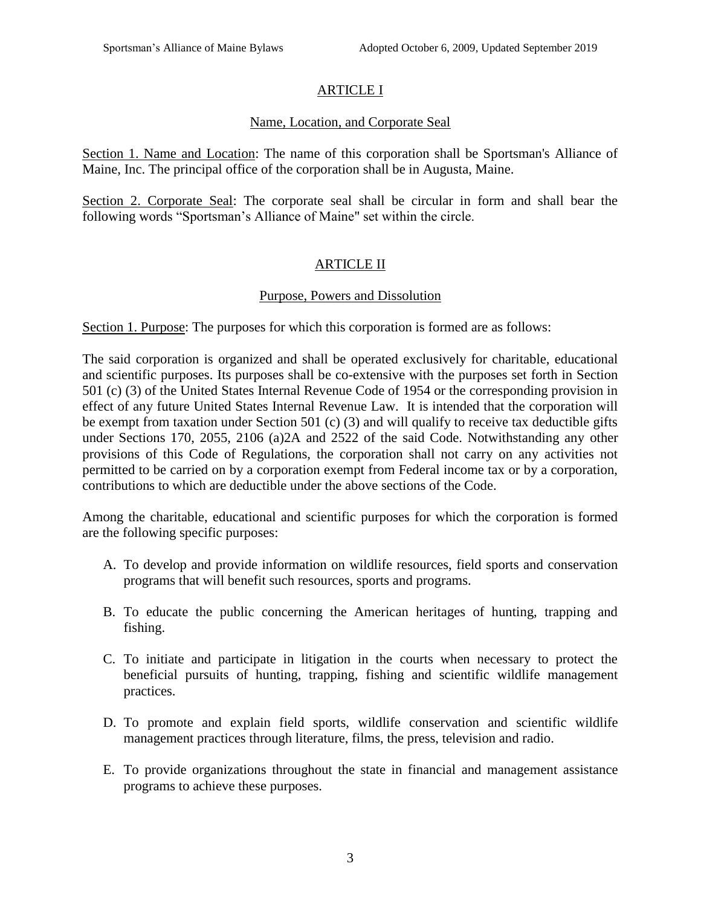## ARTICLE I

### Name, Location, and Corporate Seal

Section 1. Name and Location: The name of this corporation shall be Sportsman's Alliance of Maine, Inc. The principal office of the corporation shall be in Augusta, Maine.

Section 2. Corporate Seal: The corporate seal shall be circular in form and shall bear the following words "Sportsman's Alliance of Maine" set within the circle.

## ARTICLE II

### Purpose, Powers and Dissolution

Section 1. Purpose: The purposes for which this corporation is formed are as follows:

The said corporation is organized and shall be operated exclusively for charitable, educational and scientific purposes. Its purposes shall be co-extensive with the purposes set forth in Section 501 (c) (3) of the United States Internal Revenue Code of 1954 or the corresponding provision in effect of any future United States Internal Revenue Law. It is intended that the corporation will be exempt from taxation under Section 501 (c) (3) and will qualify to receive tax deductible gifts under Sections 170, 2055, 2106 (a)2A and 2522 of the said Code. Notwithstanding any other provisions of this Code of Regulations, the corporation shall not carry on any activities not permitted to be carried on by a corporation exempt from Federal income tax or by a corporation, contributions to which are deductible under the above sections of the Code.

Among the charitable, educational and scientific purposes for which the corporation is formed are the following specific purposes:

A. To develop and provide information on wildlife resources, field sports and conservation programs that will benefit such resources, sports and programs.

B. To educate the public concerning the American heritages of hunting, trapping and fishing.

C. To initiate and participate in litigation in the courts when necessary to protect the beneficial pursuits of hunting, trapping, fishing and scientific wildlife management practices.

D. To promote and explain field sports, wildlife conservation and scientific wildlife management practices through literature, films, the press, television and radio.

E. To provide organizations throughout the state in financial and management assistance programs to achieve these purposes.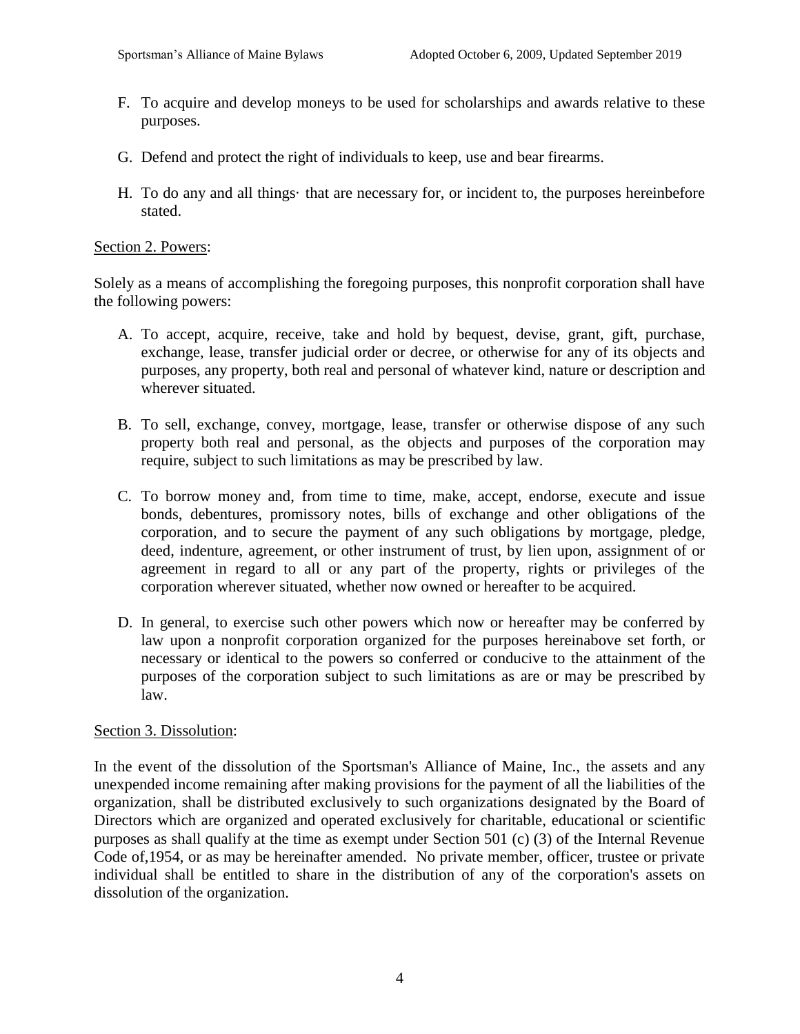F. To acquire and develop moneys to be used for scholarships and awards relative to these purposes.

G. Defend and protect the right of individuals to keep, use and bear firearms.

H. To do any and all things· that are necessary for, or incident to, the purposes hereinbefore stated.

Section 2. Powers:

Solely as a means of accomplishing the foregoing purposes, this nonprofit corporation shall have the following powers:

A. To accept, acquire, receive, take and hold by bequest, devise, grant, gift, purchase, exchange, lease, transfer judicial order or decree, or otherwise for any of its objects and purposes, any property, both real and personal of whatever kind, nature or description and wherever situated.

B. To sell, exchange, convey, mortgage, lease, transfer or otherwise dispose of any such property both real and personal, as the objects and purposes of the corporation may require, subject to such limitations as may be prescribed by law.

C. To borrow money and, from time to time, make, accept, endorse, execute and issue bonds, debentures, promissory notes, bills of exchange and other obligations of the corporation, and to secure the payment of any such obligations by mortgage, pledge, deed, indenture, agreement, or other instrument of trust, by lien upon, assignment of or agreement in regard to all or any part of the property, rights or privileges of the corporation wherever situated, whether now owned or hereafter to be acquired.

D. In general, to exercise such other powers which now or hereafter may be conferred by law upon a nonprofit corporation organized for the purposes hereinabove set forth, or necessary or identical to the powers so conferred or conducive to the attainment of the purposes of the corporation subject to such limitations as are or may be prescribed by law.

Section 3. Dissolution:

In the event of the dissolution of the Sportsman's Alliance of Maine, Inc., the assets and any unexpended income remaining after making provisions for the payment of all the liabilities of the organization, shall be distributed exclusively to such organizations designated by the Board of Directors which are organized and operated exclusively for charitable, educational or scientific purposes as shall qualify at the time as exempt under Section 501 (c) (3) of the Internal Revenue Code of,1954, or as may be hereinafter amended. No private member, officer, trustee or private individual shall be entitled to share in the distribution of any of the corporation's assets on dissolution of the organization.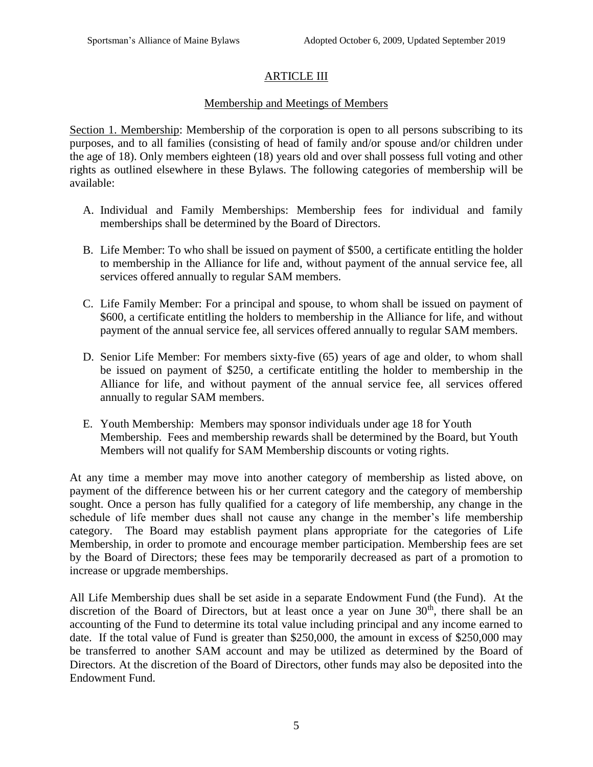## ARTICLE III

### Membership and Meetings of Members

Section 1. Membership: Membership of the corporation is open to all persons subscribing to its purposes, and to all families (consisting of head of family and/or spouse and/or children under the age of 18). Only members eighteen (18) years old and over shall possess full voting and other rights as outlined elsewhere in these Bylaws. The following categories of membership will be available:

A. Individual and Family Memberships: Membership fees for individual and family memberships shall be determined by the Board of Directors.

B. Life Member: To who shall be issued on payment of $500, a certificate entitling the holder to membership in the Alliance for life and, without payment of the annual service fee, all services offered annually to regular SAM members.

C. Life Family Member: For a principal and spouse, to whom shall be issued on payment of $600, a certificate entitling the holders to membership in the Alliance for life, and without payment of the annual service fee, all services offered annually to regular SAM members.

D. Senior Life Member: For members sixty-five (65) years of age and older, to whom shall be issued on payment of $250, a certificate entitling the holder to membership in the Alliance for life, and without payment of the annual service fee, all services offered annually to regular SAM members.

E. Youth Membership: Members may sponsor individuals under age 18 for Youth Membership. Fees and membership rewards shall be determined by the Board, but Youth Members will not qualify for SAM Membership discounts or voting rights.

At any time a member may move into another category of membership as listed above, on payment of the difference between his or her current category and the category of membership sought. Once a person has fully qualified for a category of life membership, any change in the schedule of life member dues shall not cause any change in the member's life membership category. The Board may establish payment plans appropriate for the categories of Life Membership, in order to promote and encourage member participation. Membership fees are set by the Board of Directors; these fees may be temporarily decreased as part of a promotion to increase or upgrade memberships.

All Life Membership dues shall be set aside in a separate Endowment Fund (the Fund). At the discretion of the Board of Directors, but at least once a year on June 30th, there shall be an accounting of the Fund to determine its total value including principal and any income earned to date. If the total value of Fund is greater than $250,000, the amount in excess of $250,000 may be transferred to another SAM account and may be utilized as determined by the Board of Directors. At the discretion of the Board of Directors, other funds may also be deposited into the Endowment Fund.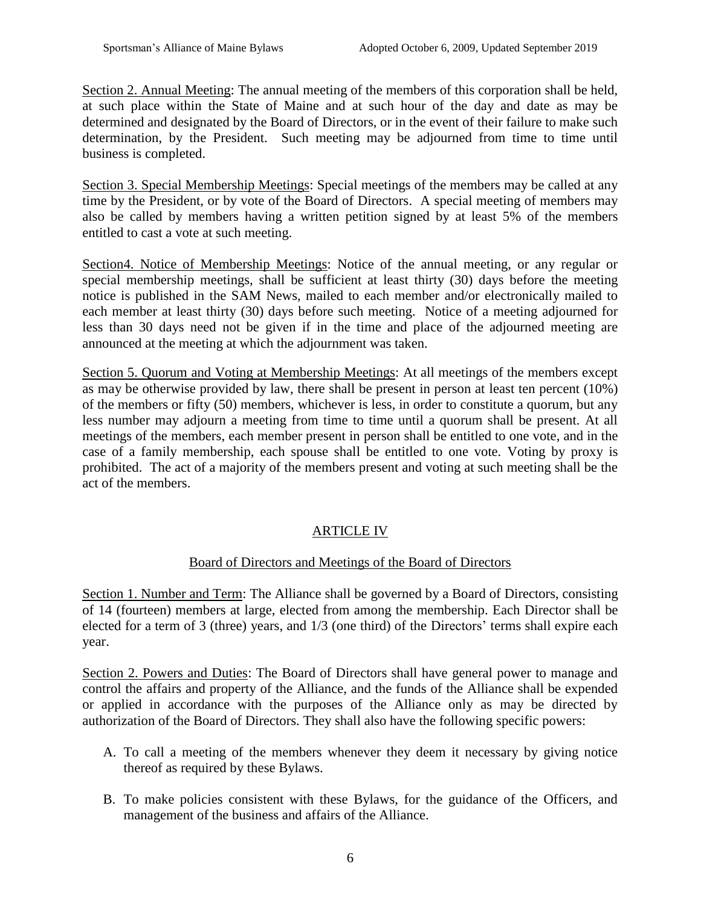Section 2. Annual Meeting: The annual meeting of the members of this corporation shall be held, at such place within the State of Maine and at such hour of the day and date as may be determined and designated by the Board of Directors, or in the event of their failure to make such determination, by the President. Such meeting may be adjourned from time to time until business is completed.

Section 3. Special Membership Meetings: Special meetings of the members may be called at any time by the President, or by vote of the Board of Directors. A special meeting of members may also be called by members having a written petition signed by at least 5% of the members entitled to cast a vote at such meeting.

Section4. Notice of Membership Meetings: Notice of the annual meeting, or any regular or special membership meetings, shall be sufficient at least thirty (30) days before the meeting notice is published in the SAM News, mailed to each member and/or electronically mailed to each member at least thirty (30) days before such meeting. Notice of a meeting adjourned for less than 30 days need not be given if in the time and place of the adjourned meeting are announced at the meeting at which the adjournment was taken.

Section 5. Quorum and Voting at Membership Meetings: At all meetings of the members except as may be otherwise provided by law, there shall be present in person at least ten percent (10%) of the members or fifty (50) members, whichever is less, in order to constitute a quorum, but any less number may adjourn a meeting from time to time until a quorum shall be present. At all meetings of the members, each member present in person shall be entitled to one vote, and in the case of a family membership, each spouse shall be entitled to one vote. Voting by proxy is prohibited. The act of a majority of the members present and voting at such meeting shall be the act of the members.

## ARTICLE IV

### Board of Directors and Meetings of the Board of Directors

Section 1. Number and Term: The Alliance shall be governed by a Board of Directors, consisting of 14 (fourteen) members at large, elected from among the membership. Each Director shall be elected for a term of 3 (three) years, and 1/3 (one third) of the Directors' terms shall expire each year.

Section 2. Powers and Duties: The Board of Directors shall have general power to manage and control the affairs and property of the Alliance, and the funds of the Alliance shall be expended or applied in accordance with the purposes of the Alliance only as may be directed by authorization of the Board of Directors. They shall also have the following specific powers:

A. To call a meeting of the members whenever they deem it necessary by giving notice thereof as required by these Bylaws.

B. To make policies consistent with these Bylaws, for the guidance of the Officers, and management of the business and affairs of the Alliance.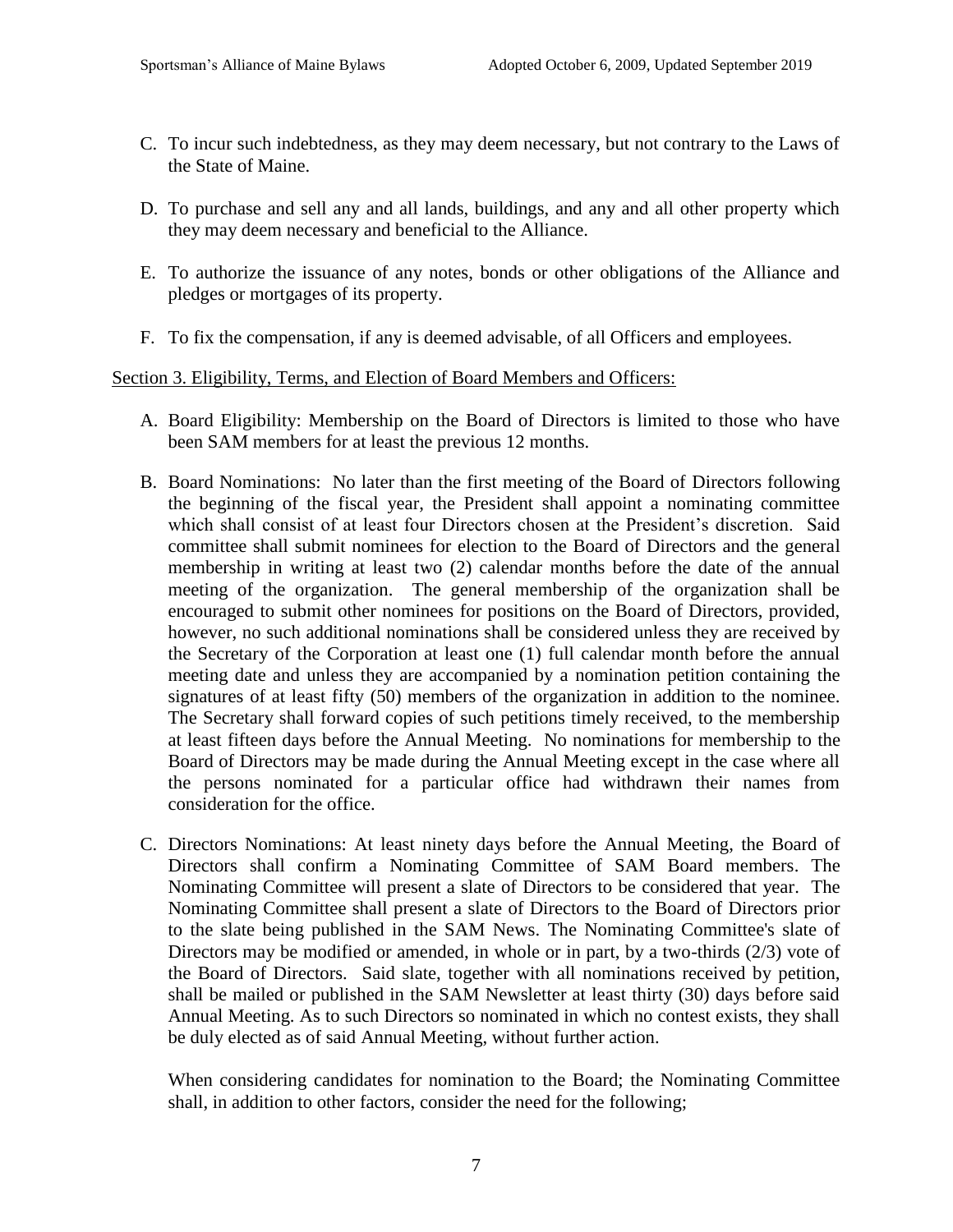C. To incur such indebtedness, as they may deem necessary, but not contrary to the Laws of the State of Maine.

D. To purchase and sell any and all lands, buildings, and any and all other property which they may deem necessary and beneficial to the Alliance.

E. To authorize the issuance of any notes, bonds or other obligations of the Alliance and pledges or mortgages of its property.

F. To fix the compensation, if any is deemed advisable, of all Officers and employees.

<u>Section 3. Eligibility, Terms, and Election of Board Members and Officers:</u>

A. Board Eligibility: Membership on the Board of Directors is limited to those who have been SAM members for at least the previous 12 months.

B. Board Nominations: No later than the first meeting of the Board of Directors following the beginning of the fiscal year, the President shall appoint a nominating committee which shall consist of at least four Directors chosen at the President's discretion. Said committee shall submit nominees for election to the Board of Directors and the general membership in writing at least two (2) calendar months before the date of the annual meeting of the organization. The general membership of the organization shall be encouraged to submit other nominees for positions on the Board of Directors, provided, however, no such additional nominations shall be considered unless they are received by the Secretary of the Corporation at least one (1) full calendar month before the annual meeting date and unless they are accompanied by a nomination petition containing the signatures of at least fifty (50) members of the organization in addition to the nominee. The Secretary shall forward copies of such petitions timely received, to the membership at least fifteen days before the Annual Meeting. No nominations for membership to the Board of Directors may be made during the Annual Meeting except in the case where all the persons nominated for a particular office had withdrawn their names from consideration for the office.

C. Directors Nominations: At least ninety days before the Annual Meeting, the Board of Directors shall confirm a Nominating Committee of SAM Board members. The Nominating Committee will present a slate of Directors to be considered that year. The Nominating Committee shall present a slate of Directors to the Board of Directors prior to the slate being published in the SAM News. The Nominating Committee's slate of Directors may be modified or amended, in whole or in part, by a two-thirds (2/3) vote of the Board of Directors. Said slate, together with all nominations received by petition, shall be mailed or published in the SAM Newsletter at least thirty (30) days before said Annual Meeting. As to such Directors so nominated in which no contest exists, they shall be duly elected as of said Annual Meeting, without further action.

   When considering candidates for nomination to the Board; the Nominating Committee shall, in addition to other factors, consider the need for the following;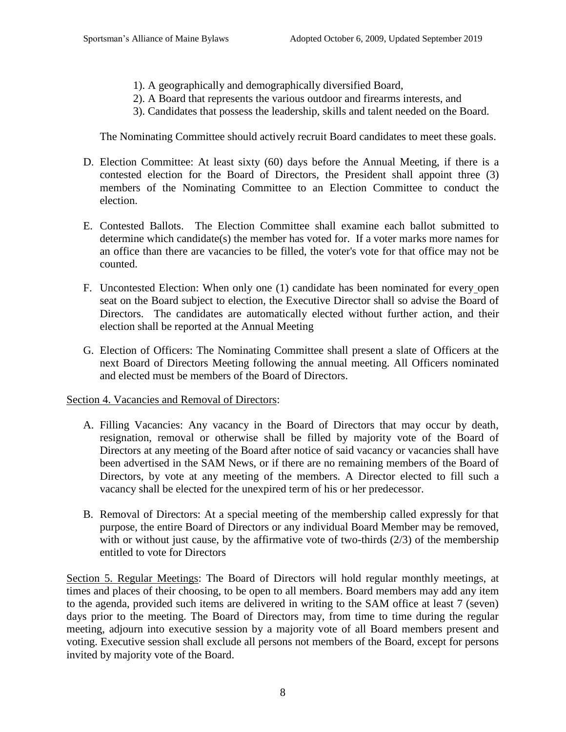1). A geographically and demographically diversified Board,
2). A Board that represents the various outdoor and firearms interests, and
3). Candidates that possess the leadership, skills and talent needed on the Board.

The Nominating Committee should actively recruit Board candidates to meet these goals.

D. Election Committee: At least sixty (60) days before the Annual Meeting, if there is a contested election for the Board of Directors, the President shall appoint three (3) members of the Nominating Committee to an Election Committee to conduct the election.

E. Contested Ballots. The Election Committee shall examine each ballot submitted to determine which candidate(s) the member has voted for. If a voter marks more names for an office than there are vacancies to be filled, the voter's vote for that office may not be counted.

F. Uncontested Election: When only one (1) candidate has been nominated for every open seat on the Board subject to election, the Executive Director shall so advise the Board of Directors. The candidates are automatically elected without further action, and their election shall be reported at the Annual Meeting

G. Election of Officers: The Nominating Committee shall present a slate of Officers at the next Board of Directors Meeting following the annual meeting. All Officers nominated and elected must be members of the Board of Directors.

Section 4. Vacancies and Removal of Directors:

A. Filling Vacancies: Any vacancy in the Board of Directors that may occur by death, resignation, removal or otherwise shall be filled by majority vote of the Board of Directors at any meeting of the Board after notice of said vacancy or vacancies shall have been advertised in the SAM News, or if there are no remaining members of the Board of Directors, by vote at any meeting of the members. A Director elected to fill such a vacancy shall be elected for the unexpired term of his or her predecessor.

B. Removal of Directors: At a special meeting of the membership called expressly for that purpose, the entire Board of Directors or any individual Board Member may be removed, with or without just cause, by the affirmative vote of two-thirds (2/3) of the membership entitled to vote for Directors

Section 5. Regular Meetings: The Board of Directors will hold regular monthly meetings, at times and places of their choosing, to be open to all members. Board members may add any item to the agenda, provided such items are delivered in writing to the SAM office at least 7 (seven) days prior to the meeting. The Board of Directors may, from time to time during the regular meeting, adjourn into executive session by a majority vote of all Board members present and voting. Executive session shall exclude all persons not members of the Board, except for persons invited by majority vote of the Board.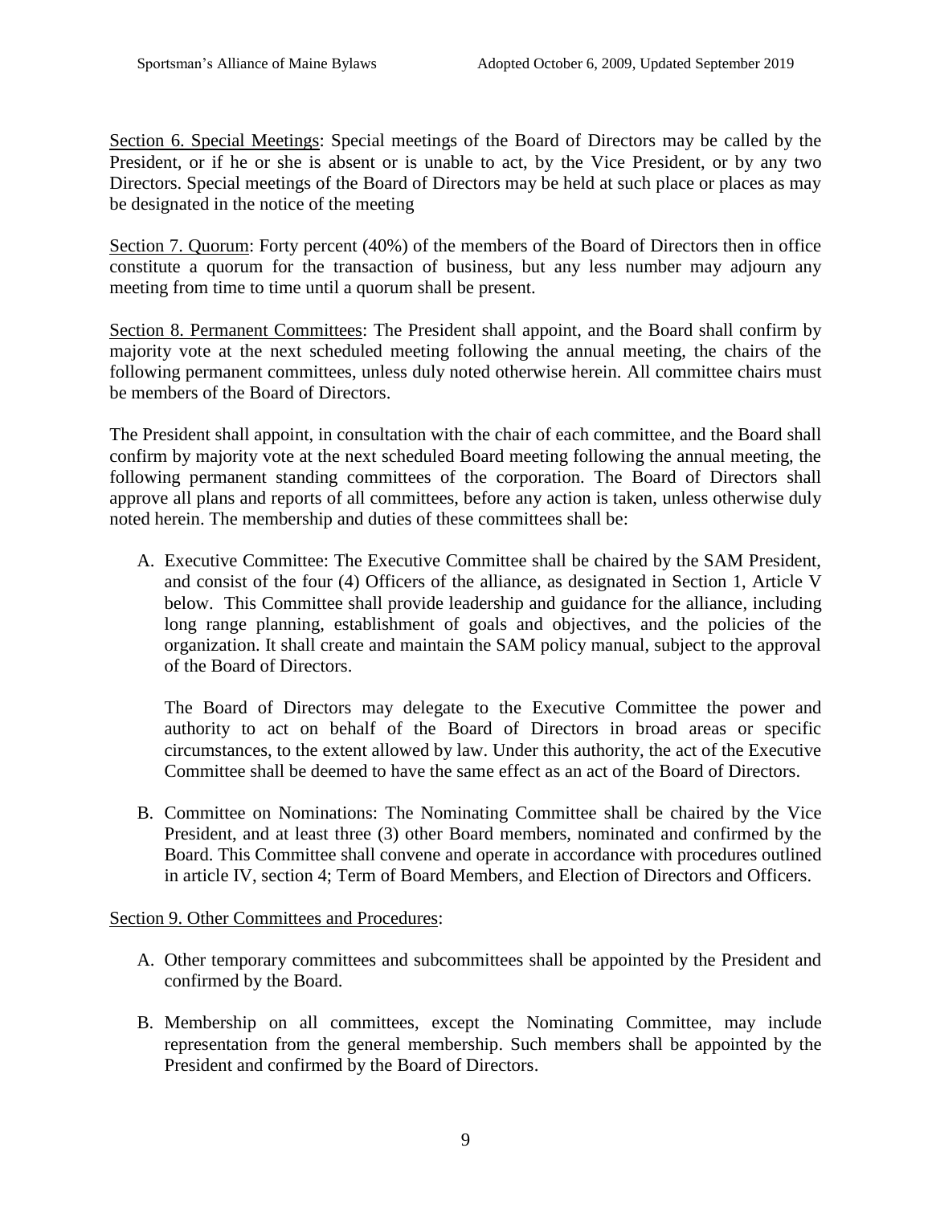Section 6. Special Meetings: Special meetings of the Board of Directors may be called by the President, or if he or she is absent or is unable to act, by the Vice President, or by any two Directors. Special meetings of the Board of Directors may be held at such place or places as may be designated in the notice of the meeting

Section 7. Quorum: Forty percent (40%) of the members of the Board of Directors then in office constitute a quorum for the transaction of business, but any less number may adjourn any meeting from time to time until a quorum shall be present.

Section 8. Permanent Committees: The President shall appoint, and the Board shall confirm by majority vote at the next scheduled meeting following the annual meeting, the chairs of the following permanent committees, unless duly noted otherwise herein. All committee chairs must be members of the Board of Directors.

The President shall appoint, in consultation with the chair of each committee, and the Board shall confirm by majority vote at the next scheduled Board meeting following the annual meeting, the following permanent standing committees of the corporation. The Board of Directors shall approve all plans and reports of all committees, before any action is taken, unless otherwise duly noted herein. The membership and duties of these committees shall be:

A. Executive Committee: The Executive Committee shall be chaired by the SAM President, and consist of the four (4) Officers of the alliance, as designated in Section 1, Article V below. This Committee shall provide leadership and guidance for the alliance, including long range planning, establishment of goals and objectives, and the policies of the organization. It shall create and maintain the SAM policy manual, subject to the approval of the Board of Directors.

   The Board of Directors may delegate to the Executive Committee the power and authority to act on behalf of the Board of Directors in broad areas or specific circumstances, to the extent allowed by law. Under this authority, the act of the Executive Committee shall be deemed to have the same effect as an act of the Board of Directors.

B. Committee on Nominations: The Nominating Committee shall be chaired by the Vice President, and at least three (3) other Board members, nominated and confirmed by the Board. This Committee shall convene and operate in accordance with procedures outlined in article IV, section 4; Term of Board Members, and Election of Directors and Officers.

Section 9. Other Committees and Procedures:

A. Other temporary committees and subcommittees shall be appointed by the President and confirmed by the Board.

B. Membership on all committees, except the Nominating Committee, may include representation from the general membership. Such members shall be appointed by the President and confirmed by the Board of Directors.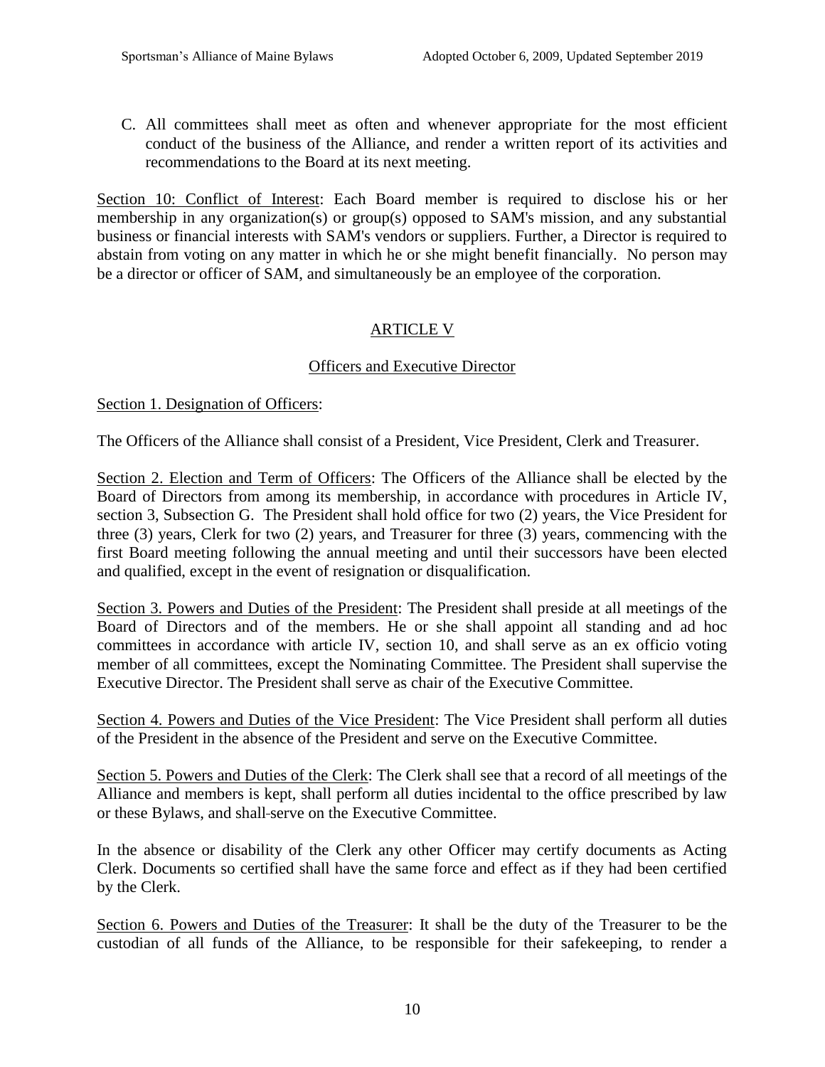C. All committees shall meet as often and whenever appropriate for the most efficient conduct of the business of the Alliance, and render a written report of its activities and recommendations to the Board at its next meeting.

<u>Section 10: Conflict of Interest</u>: Each Board member is required to disclose his or her membership in any organization(s) or group(s) opposed to SAM's mission, and any substantial business or financial interests with SAM's vendors or suppliers. Further, a Director is required to abstain from voting on any matter in which he or she might benefit financially. No person may be a director or officer of SAM, and simultaneously be an employee of the corporation.

## ARTICLE V

### Officers and Executive Director

<u>Section 1. Designation of Officers</u>:

The Officers of the Alliance shall consist of a President, Vice President, Clerk and Treasurer.

<u>Section 2. Election and Term of Officers</u>: The Officers of the Alliance shall be elected by the Board of Directors from among its membership, in accordance with procedures in Article IV, section 3, Subsection G. The President shall hold office for two (2) years, the Vice President for three (3) years, Clerk for two (2) years, and Treasurer for three (3) years, commencing with the first Board meeting following the annual meeting and until their successors have been elected and qualified, except in the event of resignation or disqualification.

<u>Section 3. Powers and Duties of the President</u>: The President shall preside at all meetings of the Board of Directors and of the members. He or she shall appoint all standing and ad hoc committees in accordance with article IV, section 10, and shall serve as an ex officio voting member of all committees, except the Nominating Committee. The President shall supervise the Executive Director. The President shall serve as chair of the Executive Committee.

<u>Section 4. Powers and Duties of the Vice President</u>: The Vice President shall perform all duties of the President in the absence of the President and serve on the Executive Committee.

<u>Section 5. Powers and Duties of the Clerk</u>: The Clerk shall see that a record of all meetings of the Alliance and members is kept, shall perform all duties incidental to the office prescribed by law or these Bylaws, and shall serve on the Executive Committee.

In the absence or disability of the Clerk any other Officer may certify documents as Acting Clerk. Documents so certified shall have the same force and effect as if they had been certified by the Clerk.

<u>Section 6. Powers and Duties of the Treasurer</u>: It shall be the duty of the Treasurer to be the custodian of all funds of the Alliance, to be responsible for their safekeeping, to render a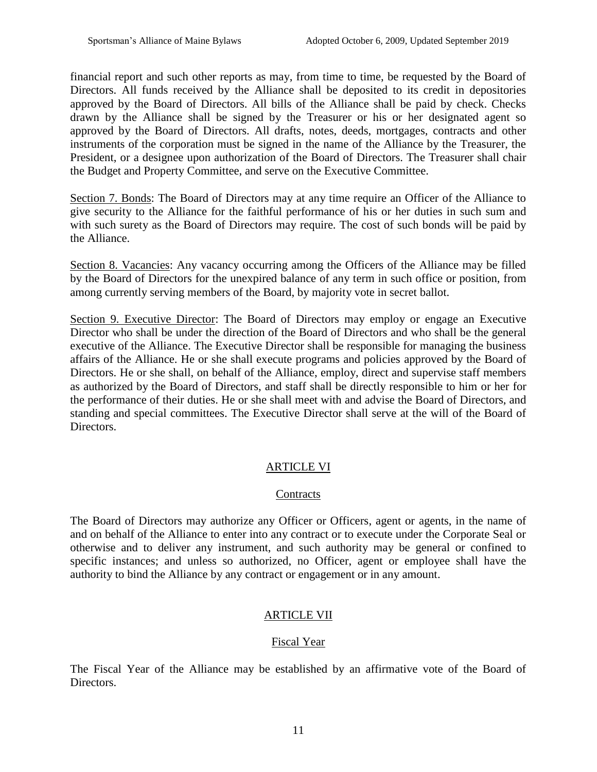financial report and such other reports as may, from time to time, be requested by the Board of Directors. All funds received by the Alliance shall be deposited to its credit in depositories approved by the Board of Directors. All bills of the Alliance shall be paid by check. Checks drawn by the Alliance shall be signed by the Treasurer or his or her designated agent so approved by the Board of Directors. All drafts, notes, deeds, mortgages, contracts and other instruments of the corporation must be signed in the name of the Alliance by the Treasurer, the President, or a designee upon authorization of the Board of Directors. The Treasurer shall chair the Budget and Property Committee, and serve on the Executive Committee.

Section 7. Bonds: The Board of Directors may at any time require an Officer of the Alliance to give security to the Alliance for the faithful performance of his or her duties in such sum and with such surety as the Board of Directors may require. The cost of such bonds will be paid by the Alliance.

Section 8. Vacancies: Any vacancy occurring among the Officers of the Alliance may be filled by the Board of Directors for the unexpired balance of any term in such office or position, from among currently serving members of the Board, by majority vote in secret ballot.

Section 9. Executive Director: The Board of Directors may employ or engage an Executive Director who shall be under the direction of the Board of Directors and who shall be the general executive of the Alliance. The Executive Director shall be responsible for managing the business affairs of the Alliance. He or she shall execute programs and policies approved by the Board of Directors. He or she shall, on behalf of the Alliance, employ, direct and supervise staff members as authorized by the Board of Directors, and staff shall be directly responsible to him or her for the performance of their duties. He or she shall meet with and advise the Board of Directors, and standing and special committees. The Executive Director shall serve at the will of the Board of Directors.

## ARTICLE VI

### Contracts

The Board of Directors may authorize any Officer or Officers, agent or agents, in the name of and on behalf of the Alliance to enter into any contract or to execute under the Corporate Seal or otherwise and to deliver any instrument, and such authority may be general or confined to specific instances; and unless so authorized, no Officer, agent or employee shall have the authority to bind the Alliance by any contract or engagement or in any amount.

## ARTICLE VII

### Fiscal Year

The Fiscal Year of the Alliance may be established by an affirmative vote of the Board of Directors.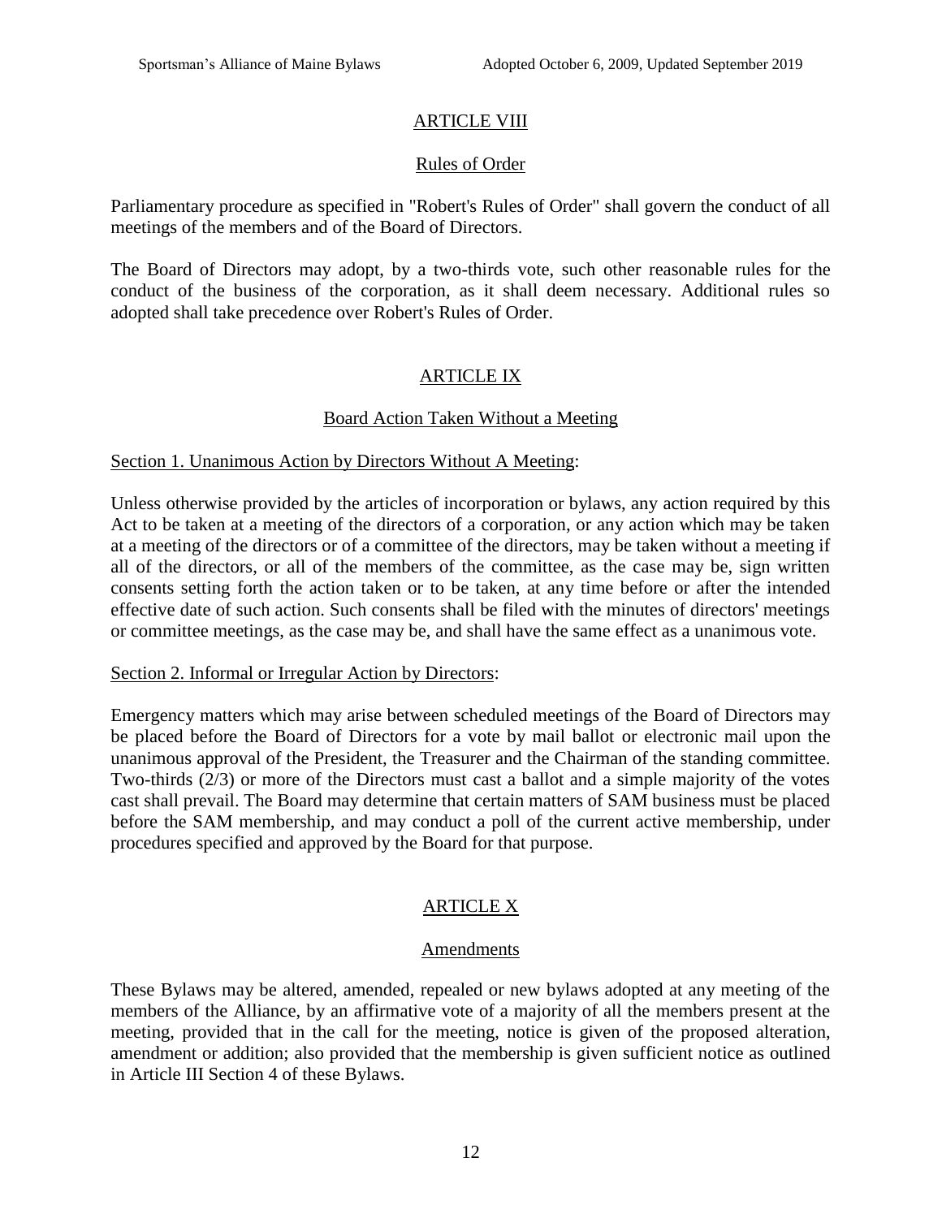## ARTICLE VIII

### Rules of Order

Parliamentary procedure as specified in "Robert's Rules of Order" shall govern the conduct of all meetings of the members and of the Board of Directors.

The Board of Directors may adopt, by a two-thirds vote, such other reasonable rules for the conduct of the business of the corporation, as it shall deem necessary. Additional rules so adopted shall take precedence over Robert's Rules of Order.

## ARTICLE IX

### Board Action Taken Without a Meeting

Section 1. Unanimous Action by Directors Without A Meeting:

Unless otherwise provided by the articles of incorporation or bylaws, any action required by this Act to be taken at a meeting of the directors of a corporation, or any action which may be taken at a meeting of the directors or of a committee of the directors, may be taken without a meeting if all of the directors, or all of the members of the committee, as the case may be, sign written consents setting forth the action taken or to be taken, at any time before or after the intended effective date of such action. Such consents shall be filed with the minutes of directors' meetings or committee meetings, as the case may be, and shall have the same effect as a unanimous vote.

Section 2. Informal or Irregular Action by Directors:

Emergency matters which may arise between scheduled meetings of the Board of Directors may be placed before the Board of Directors for a vote by mail ballot or electronic mail upon the unanimous approval of the President, the Treasurer and the Chairman of the standing committee. Two-thirds (2/3) or more of the Directors must cast a ballot and a simple majority of the votes cast shall prevail. The Board may determine that certain matters of SAM business must be placed before the SAM membership, and may conduct a poll of the current active membership, under procedures specified and approved by the Board for that purpose.

## ARTICLE X

### Amendments

These Bylaws may be altered, amended, repealed or new bylaws adopted at any meeting of the members of the Alliance, by an affirmative vote of a majority of all the members present at the meeting, provided that in the call for the meeting, notice is given of the proposed alteration, amendment or addition; also provided that the membership is given sufficient notice as outlined in Article III Section 4 of these Bylaws.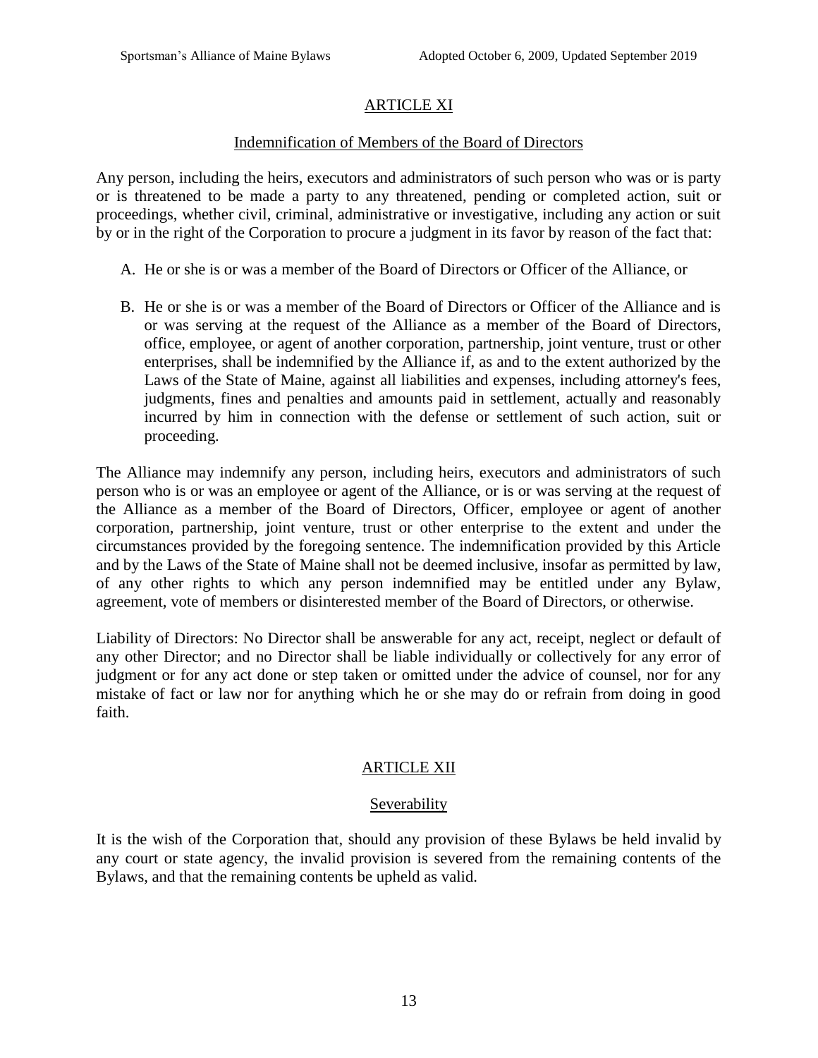## ARTICLE XI

### Indemnification of Members of the Board of Directors

Any person, including the heirs, executors and administrators of such person who was or is party or is threatened to be made a party to any threatened, pending or completed action, suit or proceedings, whether civil, criminal, administrative or investigative, including any action or suit by or in the right of the Corporation to procure a judgment in its favor by reason of the fact that:

A. He or she is or was a member of the Board of Directors or Officer of the Alliance, or

B. He or she is or was a member of the Board of Directors or Officer of the Alliance and is or was serving at the request of the Alliance as a member of the Board of Directors, office, employee, or agent of another corporation, partnership, joint venture, trust or other enterprises, shall be indemnified by the Alliance if, as and to the extent authorized by the Laws of the State of Maine, against all liabilities and expenses, including attorney's fees, judgments, fines and penalties and amounts paid in settlement, actually and reasonably incurred by him in connection with the defense or settlement of such action, suit or proceeding.

The Alliance may indemnify any person, including heirs, executors and administrators of such person who is or was an employee or agent of the Alliance, or is or was serving at the request of the Alliance as a member of the Board of Directors, Officer, employee or agent of another corporation, partnership, joint venture, trust or other enterprise to the extent and under the circumstances provided by the foregoing sentence. The indemnification provided by this Article and by the Laws of the State of Maine shall not be deemed inclusive, insofar as permitted by law, of any other rights to which any person indemnified may be entitled under any Bylaw, agreement, vote of members or disinterested member of the Board of Directors, or otherwise.

Liability of Directors: No Director shall be answerable for any act, receipt, neglect or default of any other Director; and no Director shall be liable individually or collectively for any error of judgment or for any act done or step taken or omitted under the advice of counsel, nor for any mistake of fact or law nor for anything which he or she may do or refrain from doing in good faith.

## ARTICLE XII

### Severability

It is the wish of the Corporation that, should any provision of these Bylaws be held invalid by any court or state agency, the invalid provision is severed from the remaining contents of the Bylaws, and that the remaining contents be upheld as valid.